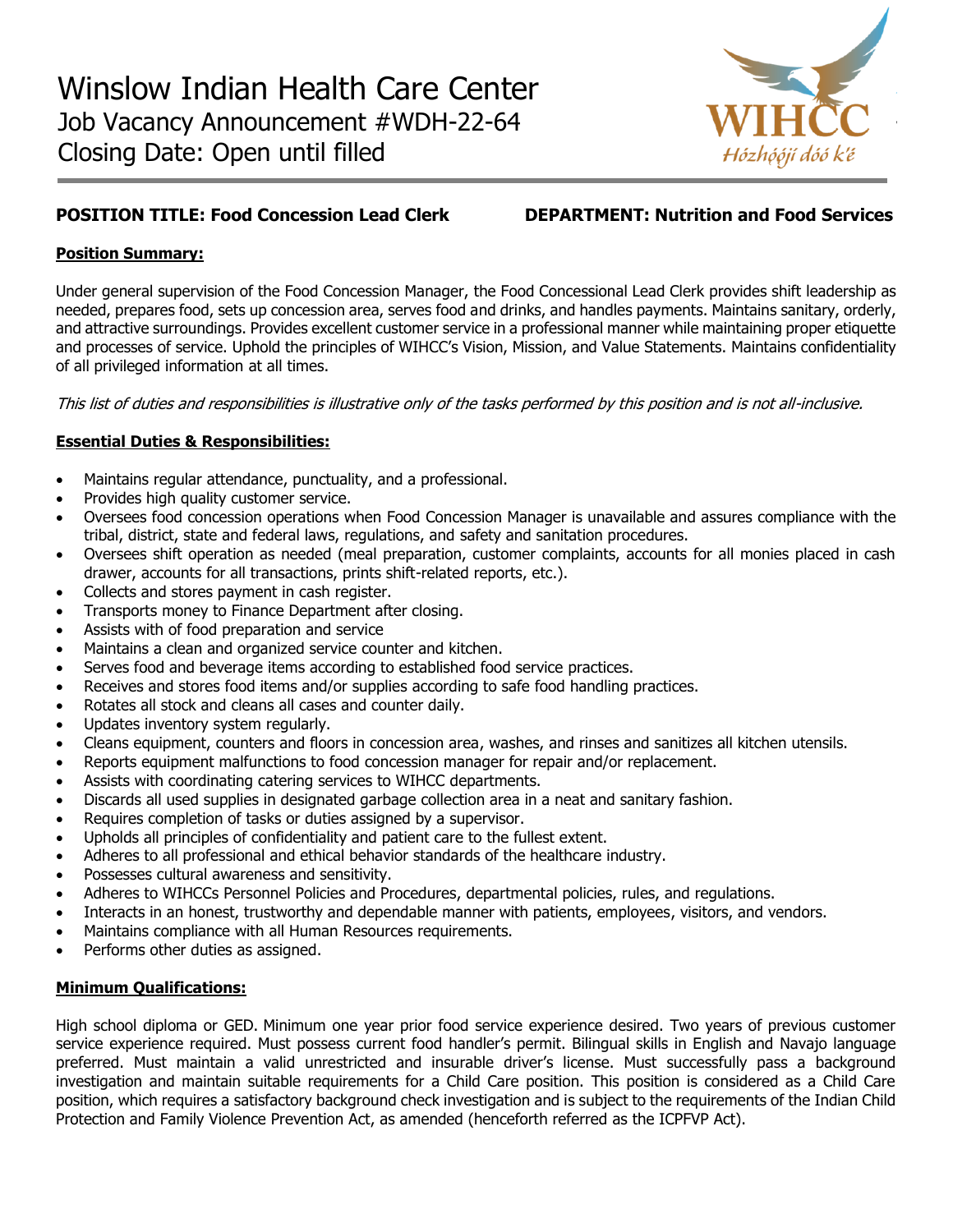# Winslow Indian Health Care Center

Job Vacancy Announcement #WDH-22-64

Closing Date: Open until filled

WIHCC
Hózhǫ́ǫ́jí dóó k'é

**POSITION TITLE: Food Concession Lead Clerk** **DEPARTMENT: Nutrition and Food Services**

**Position Summary:**

Under general supervision of the Food Concession Manager, the Food Concessional Lead Clerk provides shift leadership as needed, prepares food, sets up concession area, serves food and drinks, and handles payments. Maintains sanitary, orderly, and attractive surroundings. Provides excellent customer service in a professional manner while maintaining proper etiquette and processes of service. Uphold the principles of WIHCC's Vision, Mission, and Value Statements. Maintains confidentiality of all privileged information at all times.

*This list of duties and responsibilities is illustrative only of the tasks performed by this position and is not all-inclusive.*

**Essential Duties & Responsibilities:**

- Maintains regular attendance, punctuality, and a professional.
- Provides high quality customer service.
- Oversees food concession operations when Food Concession Manager is unavailable and assures compliance with the tribal, district, state and federal laws, regulations, and safety and sanitation procedures.
- Oversees shift operation as needed (meal preparation, customer complaints, accounts for all monies placed in cash drawer, accounts for all transactions, prints shift-related reports, etc.).
- Collects and stores payment in cash register.
- Transports money to Finance Department after closing.
- Assists with of food preparation and service
- Maintains a clean and organized service counter and kitchen.
- Serves food and beverage items according to established food service practices.
- Receives and stores food items and/or supplies according to safe food handling practices.
- Rotates all stock and cleans all cases and counter daily.
- Updates inventory system regularly.
- Cleans equipment, counters and floors in concession area, washes, and rinses and sanitizes all kitchen utensils.
- Reports equipment malfunctions to food concession manager for repair and/or replacement.
- Assists with coordinating catering services to WIHCC departments.
- Discards all used supplies in designated garbage collection area in a neat and sanitary fashion.
- Requires completion of tasks or duties assigned by a supervisor.
- Upholds all principles of confidentiality and patient care to the fullest extent.
- Adheres to all professional and ethical behavior standards of the healthcare industry.
- Possesses cultural awareness and sensitivity.
- Adheres to WIHCCs Personnel Policies and Procedures, departmental policies, rules, and regulations.
- Interacts in an honest, trustworthy and dependable manner with patients, employees, visitors, and vendors.
- Maintains compliance with all Human Resources requirements.
- Performs other duties as assigned.

**Minimum Qualifications:**

High school diploma or GED. Minimum one year prior food service experience desired. Two years of previous customer service experience required. Must possess current food handler's permit. Bilingual skills in English and Navajo language preferred. Must maintain a valid unrestricted and insurable driver's license. Must successfully pass a background investigation and maintain suitable requirements for a Child Care position. This position is considered as a Child Care position, which requires a satisfactory background check investigation and is subject to the requirements of the Indian Child Protection and Family Violence Prevention Act, as amended (henceforth referred as the ICPFVP Act).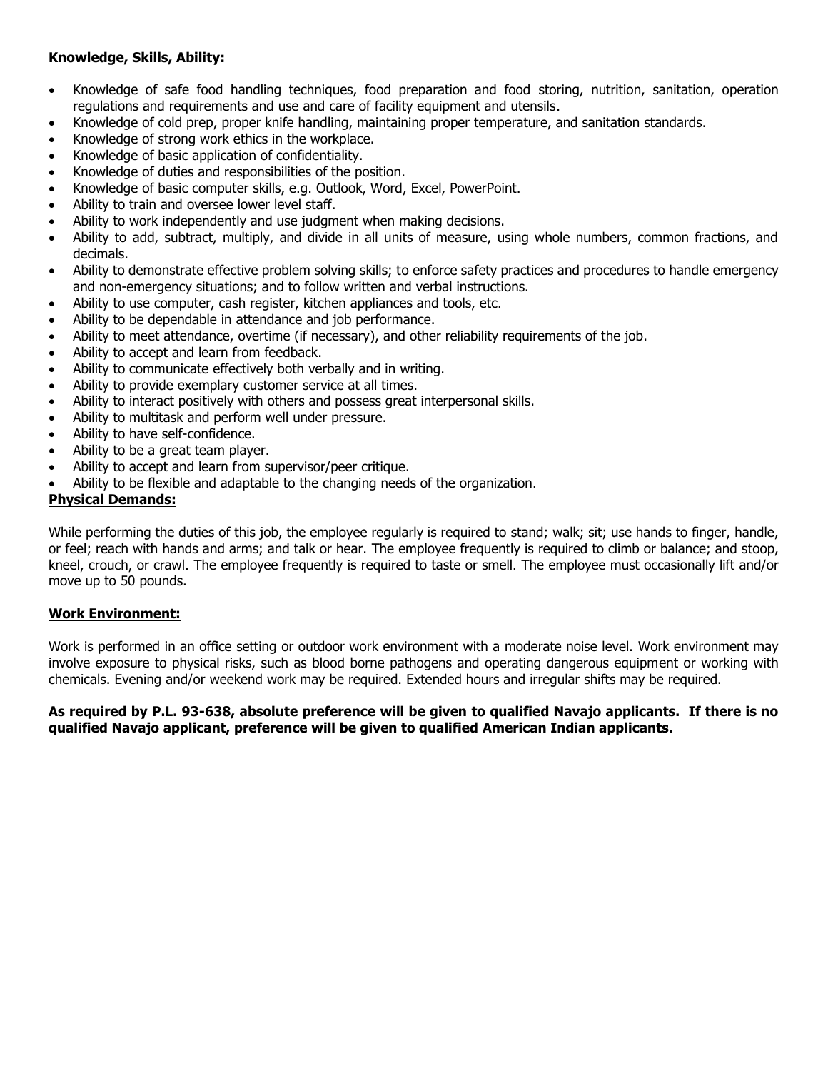**Knowledge, Skills, Ability:**

- Knowledge of safe food handling techniques, food preparation and food storing, nutrition, sanitation, operation regulations and requirements and use and care of facility equipment and utensils.
- Knowledge of cold prep, proper knife handling, maintaining proper temperature, and sanitation standards.
- Knowledge of strong work ethics in the workplace.
- Knowledge of basic application of confidentiality.
- Knowledge of duties and responsibilities of the position.
- Knowledge of basic computer skills, e.g. Outlook, Word, Excel, PowerPoint.
- Ability to train and oversee lower level staff.
- Ability to work independently and use judgment when making decisions.
- Ability to add, subtract, multiply, and divide in all units of measure, using whole numbers, common fractions, and decimals.
- Ability to demonstrate effective problem solving skills; to enforce safety practices and procedures to handle emergency and non-emergency situations; and to follow written and verbal instructions.
- Ability to use computer, cash register, kitchen appliances and tools, etc.
- Ability to be dependable in attendance and job performance.
- Ability to meet attendance, overtime (if necessary), and other reliability requirements of the job.
- Ability to accept and learn from feedback.
- Ability to communicate effectively both verbally and in writing.
- Ability to provide exemplary customer service at all times.
- Ability to interact positively with others and possess great interpersonal skills.
- Ability to multitask and perform well under pressure.
- Ability to have self-confidence.
- Ability to be a great team player.
- Ability to accept and learn from supervisor/peer critique.
- Ability to be flexible and adaptable to the changing needs of the organization.

**Physical Demands:**

While performing the duties of this job, the employee regularly is required to stand; walk; sit; use hands to finger, handle, or feel; reach with hands and arms; and talk or hear. The employee frequently is required to climb or balance; and stoop, kneel, crouch, or crawl. The employee frequently is required to taste or smell. The employee must occasionally lift and/or move up to 50 pounds.

**Work Environment:**

Work is performed in an office setting or outdoor work environment with a moderate noise level. Work environment may involve exposure to physical risks, such as blood borne pathogens and operating dangerous equipment or working with chemicals. Evening and/or weekend work may be required. Extended hours and irregular shifts may be required.

**As required by P.L. 93-638, absolute preference will be given to qualified Navajo applicants. If there is no qualified Navajo applicant, preference will be given to qualified American Indian applicants.**